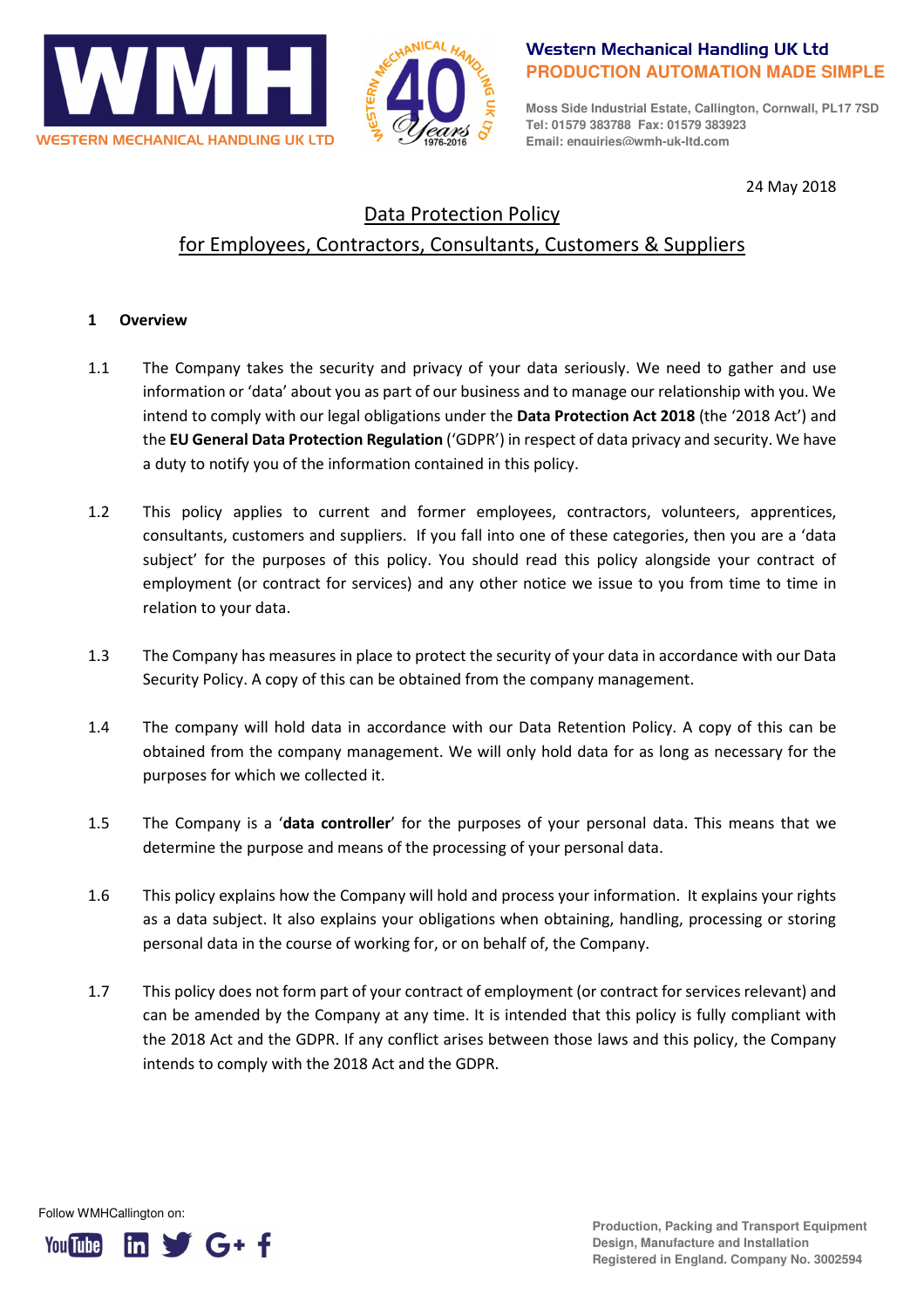Western Mechanical Handling UK Ltd
PRODUCTION AUTOMATION MADE SIMPLE

Moss Side Industrial Estate, Callington, Cornwall, PL17 7SD
Tel: 01579 383788 Fax: 01579 383923
Email: enquiries@wmh-uk-ltd.com

24 May 2018

# Data Protection Policy
## for Employees, Contractors, Consultants, Customers & Suppliers

### 1 Overview

1.1 The Company takes the security and privacy of your data seriously. We need to gather and use information or 'data' about you as part of our business and to manage our relationship with you. We intend to comply with our legal obligations under the **Data Protection Act 2018** (the '2018 Act') and the **EU General Data Protection Regulation** ('GDPR') in respect of data privacy and security. We have a duty to notify you of the information contained in this policy.

1.2 This policy applies to current and former employees, contractors, volunteers, apprentices, consultants, customers and suppliers. If you fall into one of these categories, then you are a 'data subject' for the purposes of this policy. You should read this policy alongside your contract of employment (or contract for services) and any other notice we issue to you from time to time in relation to your data.

1.3 The Company has measures in place to protect the security of your data in accordance with our Data Security Policy. A copy of this can be obtained from the company management.

1.4 The company will hold data in accordance with our Data Retention Policy. A copy of this can be obtained from the company management. We will only hold data for as long as necessary for the purposes for which we collected it.

1.5 The Company is a '**data controller**' for the purposes of your personal data. This means that we determine the purpose and means of the processing of your personal data.

1.6 This policy explains how the Company will hold and process your information. It explains your rights as a data subject. It also explains your obligations when obtaining, handling, processing or storing personal data in the course of working for, or on behalf of, the Company.

1.7 This policy does not form part of your contract of employment (or contract for services relevant) and can be amended by the Company at any time. It is intended that this policy is fully compliant with the 2018 Act and the GDPR. If any conflict arises between those laws and this policy, the Company intends to comply with the 2018 Act and the GDPR.

Follow WMHCallington on:

Production, Packing and Transport Equipment
Design, Manufacture and Installation
Registered in England. Company No. 3002594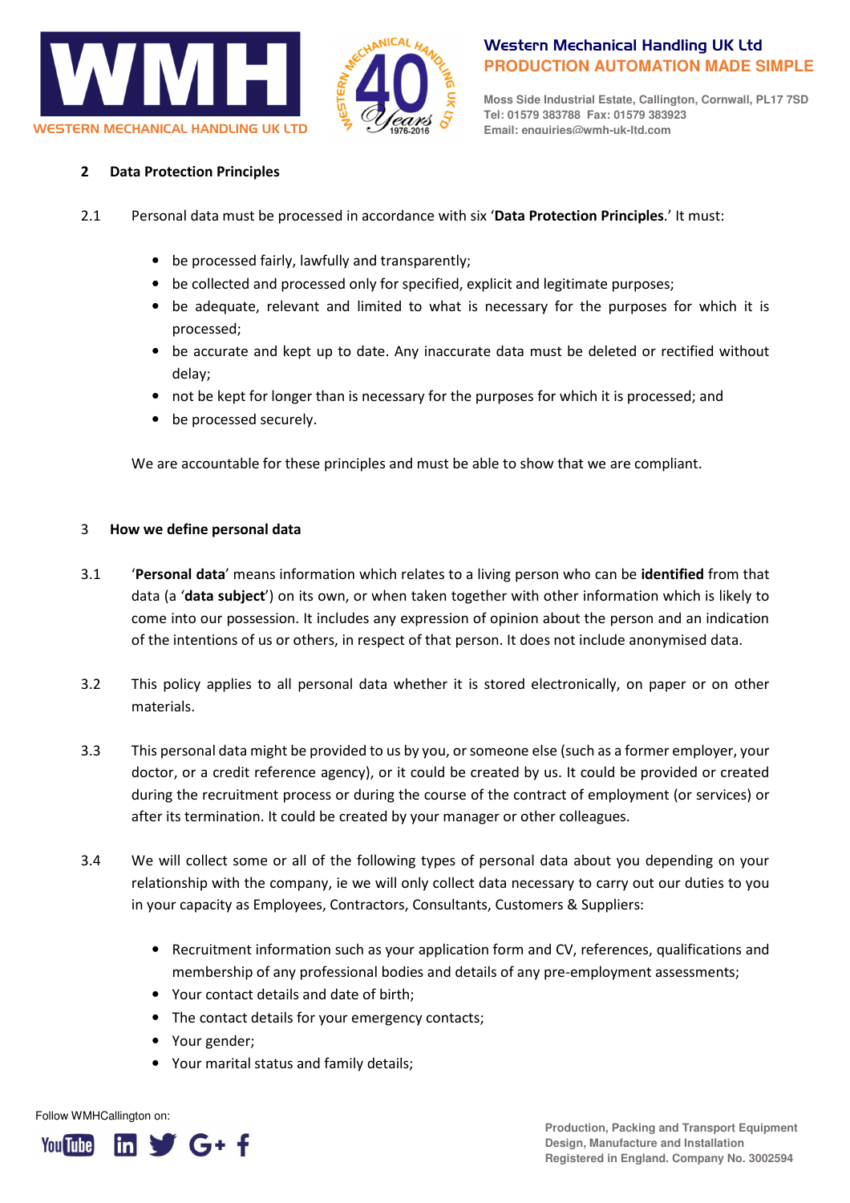## 2 Data Protection Principles

2.1 Personal data must be processed in accordance with six '**Data Protection Principles**.' It must:

- be processed fairly, lawfully and transparently;
- be collected and processed only for specified, explicit and legitimate purposes;
- be adequate, relevant and limited to what is necessary for the purposes for which it is processed;
- be accurate and kept up to date. Any inaccurate data must be deleted or rectified without delay;
- not be kept for longer than is necessary for the purposes for which it is processed; and
- be processed securely.

We are accountable for these principles and must be able to show that we are compliant.

## 3 How we define personal data

3.1 '**Personal data**' means information which relates to a living person who can be **identified** from that data (a '**data subject**') on its own, or when taken together with other information which is likely to come into our possession. It includes any expression of opinion about the person and an indication of the intentions of us or others, in respect of that person. It does not include anonymised data.

3.2 This policy applies to all personal data whether it is stored electronically, on paper or on other materials.

3.3 This personal data might be provided to us by you, or someone else (such as a former employer, your doctor, or a credit reference agency), or it could be created by us. It could be provided or created during the recruitment process or during the course of the contract of employment (or services) or after its termination. It could be created by your manager or other colleagues.

3.4 We will collect some or all of the following types of personal data about you depending on your relationship with the company, ie we will only collect data necessary to carry out our duties to you in your capacity as Employees, Contractors, Consultants, Customers & Suppliers:

- Recruitment information such as your application form and CV, references, qualifications and membership of any professional bodies and details of any pre-employment assessments;
- Your contact details and date of birth;
- The contact details for your emergency contacts;
- Your gender;
- Your marital status and family details;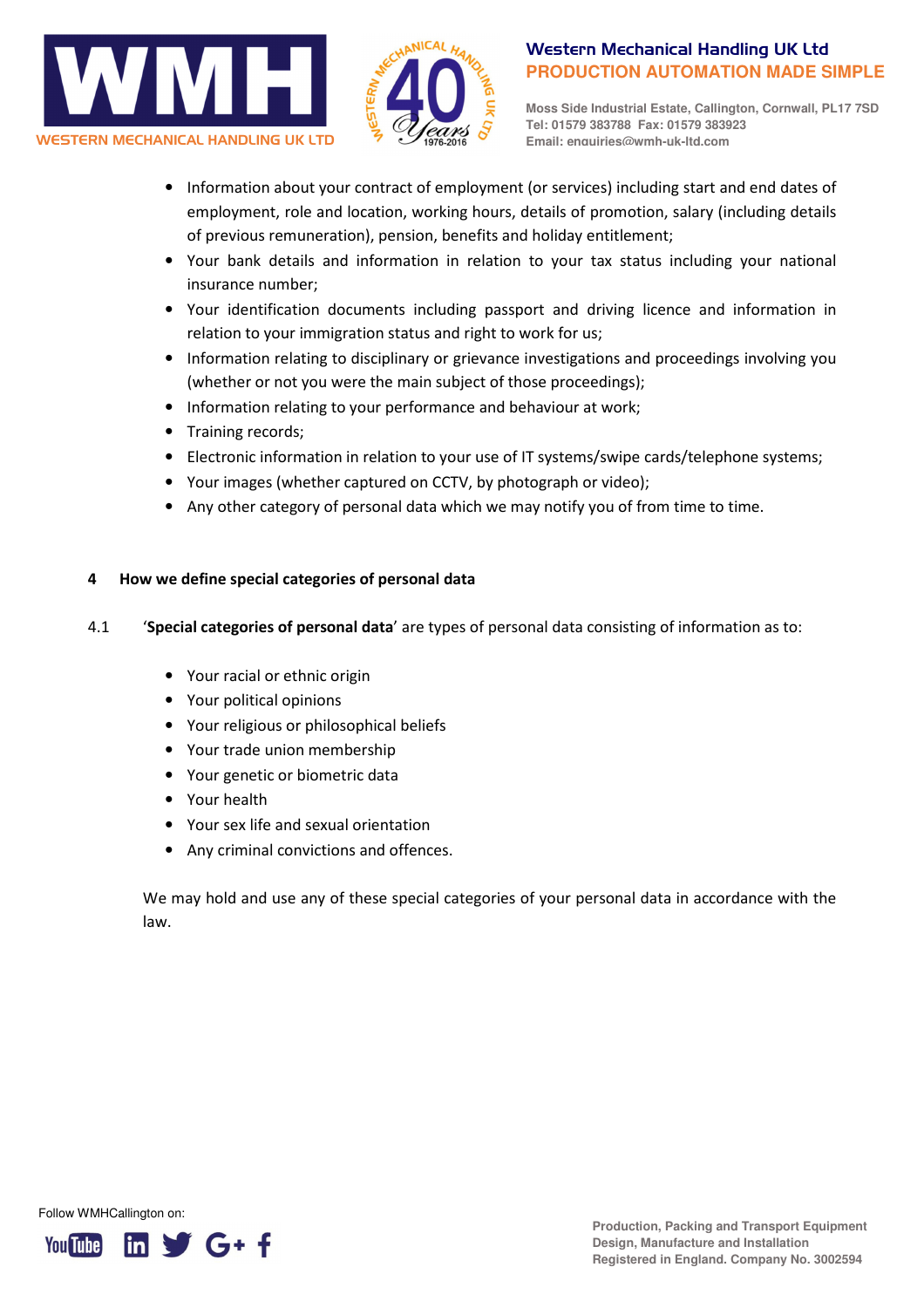- Information about your contract of employment (or services) including start and end dates of employment, role and location, working hours, details of promotion, salary (including details of previous remuneration), pension, benefits and holiday entitlement;
- Your bank details and information in relation to your tax status including your national insurance number;
- Your identification documents including passport and driving licence and information in relation to your immigration status and right to work for us;
- Information relating to disciplinary or grievance investigations and proceedings involving you (whether or not you were the main subject of those proceedings);
- Information relating to your performance and behaviour at work;
- Training records;
- Electronic information in relation to your use of IT systems/swipe cards/telephone systems;
- Your images (whether captured on CCTV, by photograph or video);
- Any other category of personal data which we may notify you of from time to time.

## 4 How we define special categories of personal data

4.1 '**Special categories of personal data**' are types of personal data consisting of information as to:

- Your racial or ethnic origin
- Your political opinions
- Your religious or philosophical beliefs
- Your trade union membership
- Your genetic or biometric data
- Your health
- Your sex life and sexual orientation
- Any criminal convictions and offences.

We may hold and use any of these special categories of your personal data in accordance with the law.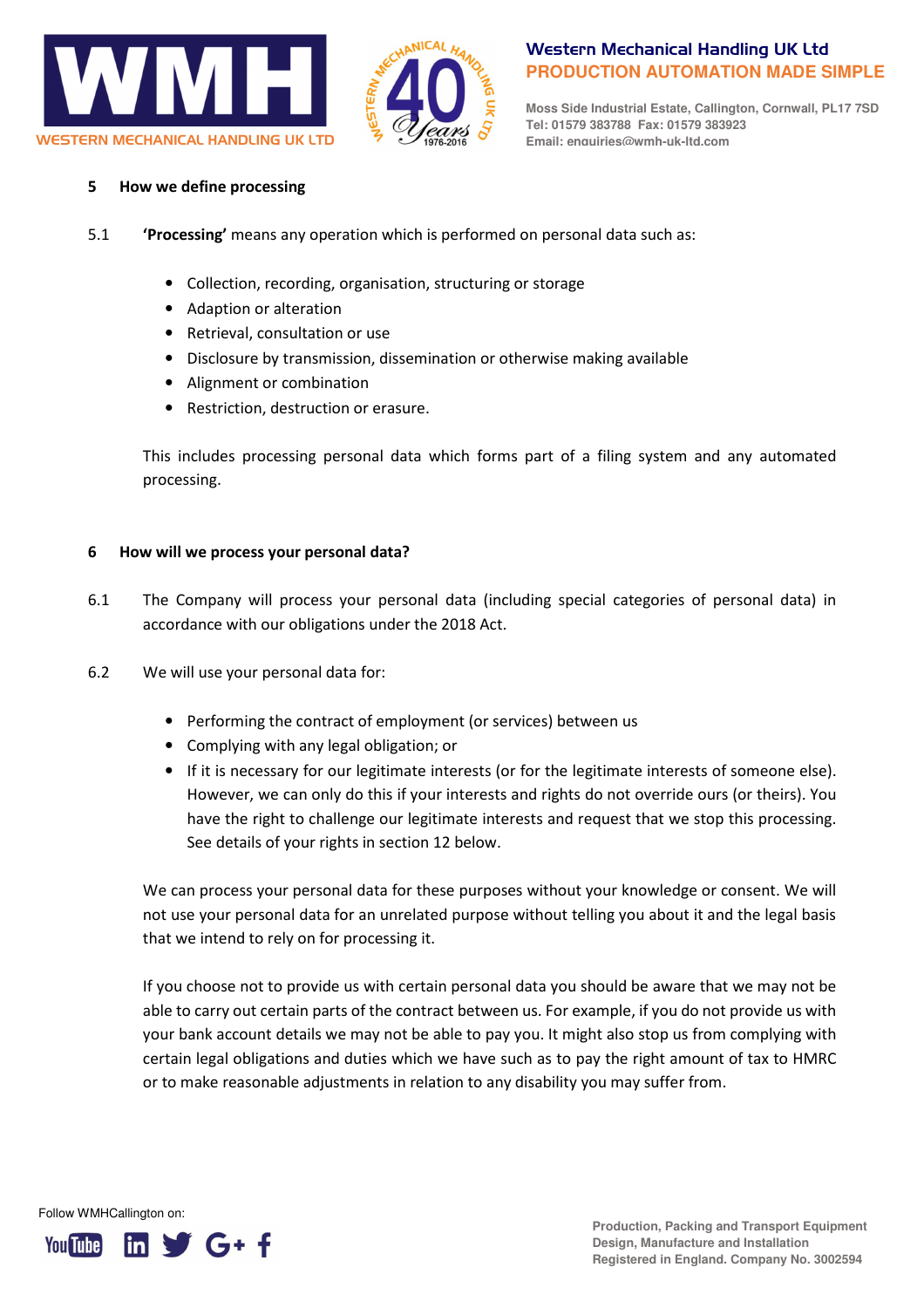## 5 How we define processing

5.1 **'Processing'** means any operation which is performed on personal data such as:

- Collection, recording, organisation, structuring or storage
- Adaption or alteration
- Retrieval, consultation or use
- Disclosure by transmission, dissemination or otherwise making available
- Alignment or combination
- Restriction, destruction or erasure.

This includes processing personal data which forms part of a filing system and any automated processing.

## 6 How will we process your personal data?

6.1 The Company will process your personal data (including special categories of personal data) in accordance with our obligations under the 2018 Act.

6.2 We will use your personal data for:

- Performing the contract of employment (or services) between us
- Complying with any legal obligation; or
- If it is necessary for our legitimate interests (or for the legitimate interests of someone else). However, we can only do this if your interests and rights do not override ours (or theirs). You have the right to challenge our legitimate interests and request that we stop this processing. See details of your rights in section 12 below.

We can process your personal data for these purposes without your knowledge or consent. We will not use your personal data for an unrelated purpose without telling you about it and the legal basis that we intend to rely on for processing it.

If you choose not to provide us with certain personal data you should be aware that we may not be able to carry out certain parts of the contract between us. For example, if you do not provide us with your bank account details we may not be able to pay you. It might also stop us from complying with certain legal obligations and duties which we have such as to pay the right amount of tax to HMRC or to make reasonable adjustments in relation to any disability you may suffer from.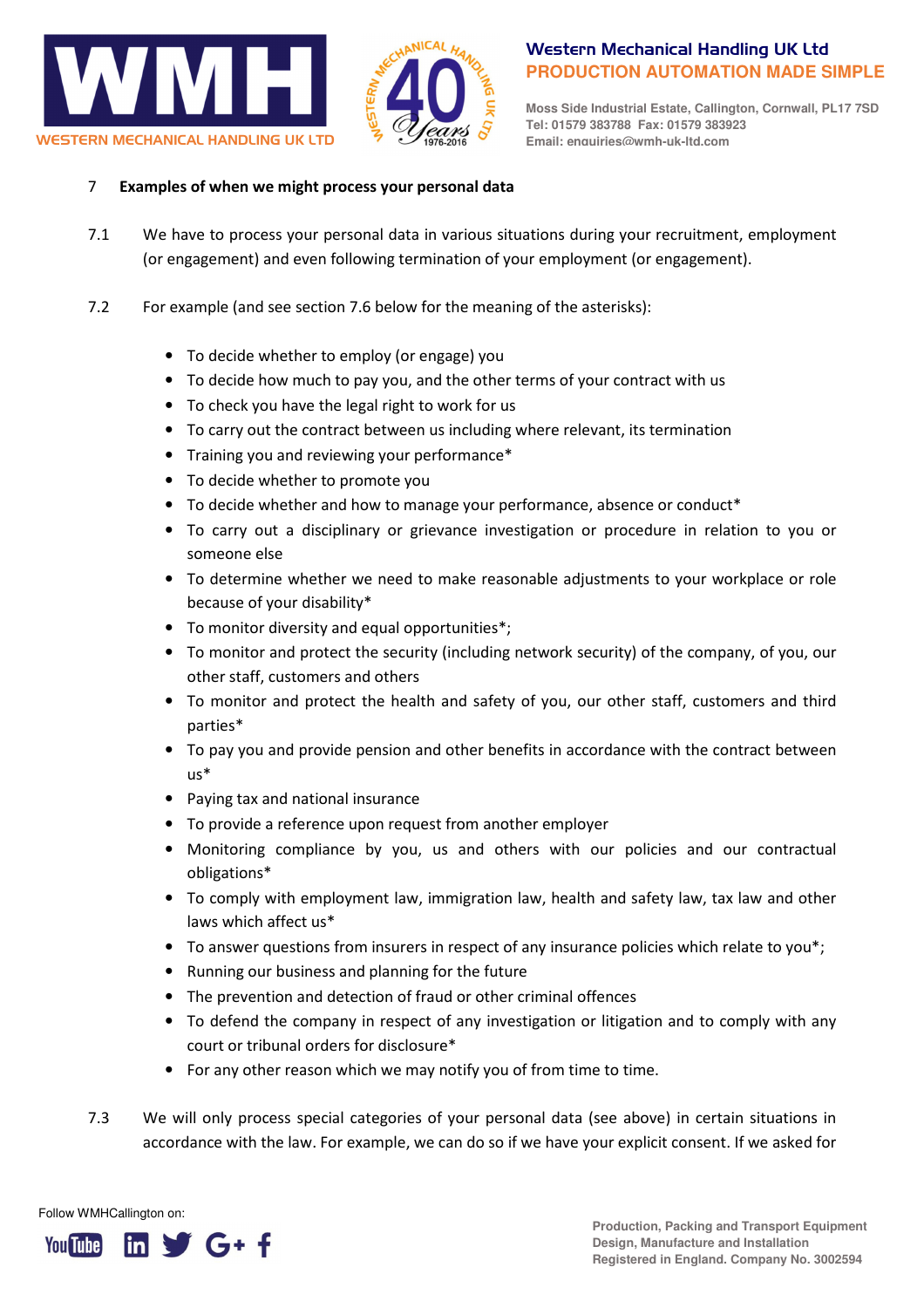## 7 Examples of when we might process your personal data

7.1 We have to process your personal data in various situations during your recruitment, employment (or engagement) and even following termination of your employment (or engagement).

7.2 For example (and see section 7.6 below for the meaning of the asterisks):

- To decide whether to employ (or engage) you
- To decide how much to pay you, and the other terms of your contract with us
- To check you have the legal right to work for us
- To carry out the contract between us including where relevant, its termination
- Training you and reviewing your performance*
- To decide whether to promote you
- To decide whether and how to manage your performance, absence or conduct*
- To carry out a disciplinary or grievance investigation or procedure in relation to you or someone else
- To determine whether we need to make reasonable adjustments to your workplace or role because of your disability*
- To monitor diversity and equal opportunities*;
- To monitor and protect the security (including network security) of the company, of you, our other staff, customers and others
- To monitor and protect the health and safety of you, our other staff, customers and third parties*
- To pay you and provide pension and other benefits in accordance with the contract between us*
- Paying tax and national insurance
- To provide a reference upon request from another employer
- Monitoring compliance by you, us and others with our policies and our contractual obligations*
- To comply with employment law, immigration law, health and safety law, tax law and other laws which affect us*
- To answer questions from insurers in respect of any insurance policies which relate to you*;
- Running our business and planning for the future
- The prevention and detection of fraud or other criminal offences
- To defend the company in respect of any investigation or litigation and to comply with any court or tribunal orders for disclosure*
- For any other reason which we may notify you of from time to time.

7.3 We will only process special categories of your personal data (see above) in certain situations in accordance with the law. For example, we can do so if we have your explicit consent. If we asked for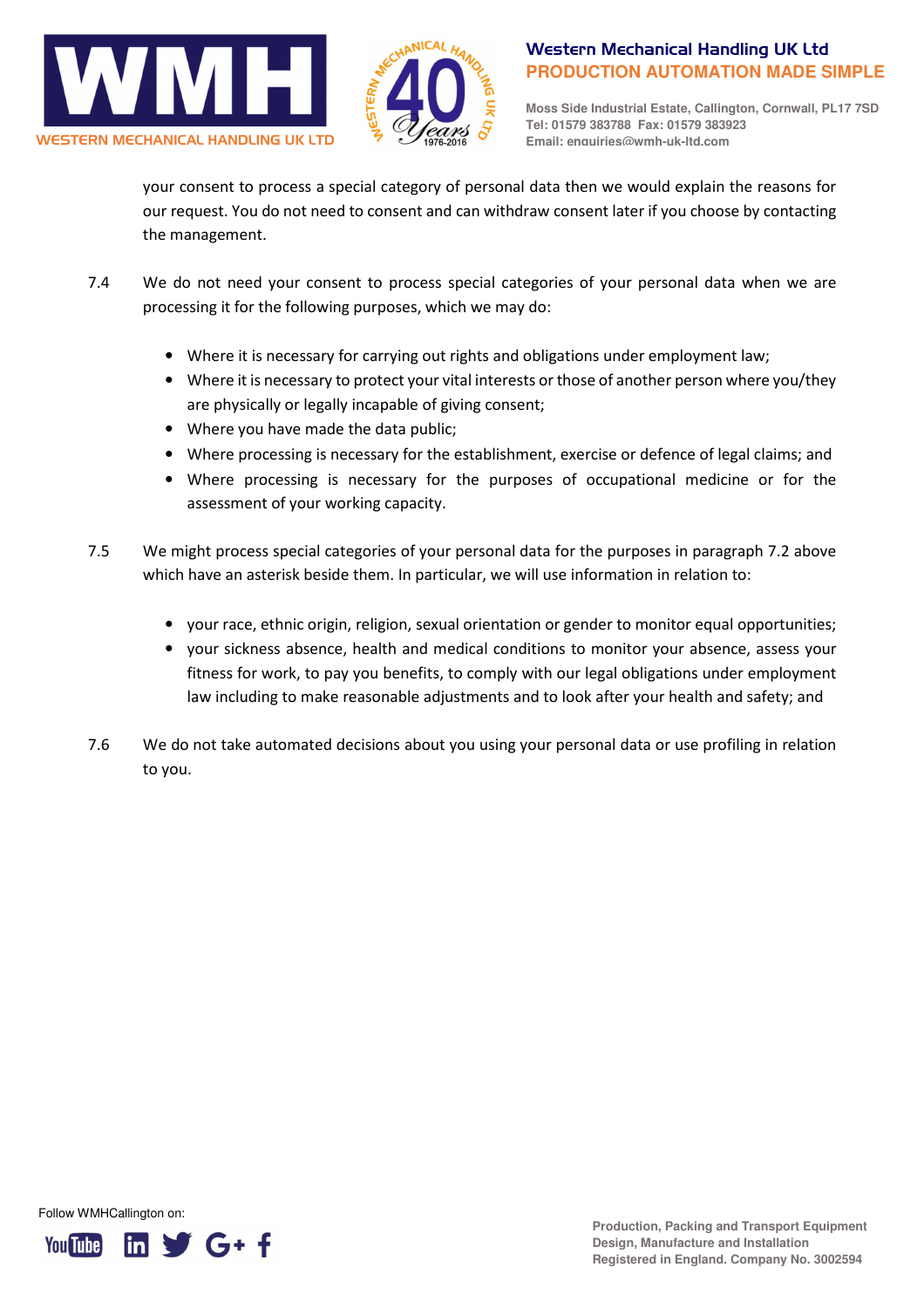your consent to process a special category of personal data then we would explain the reasons for our request. You do not need to consent and can withdraw consent later if you choose by contacting the management.

7.4 We do not need your consent to process special categories of your personal data when we are processing it for the following purposes, which we may do:

- Where it is necessary for carrying out rights and obligations under employment law;
- Where it is necessary to protect your vital interests or those of another person where you/they are physically or legally incapable of giving consent;
- Where you have made the data public;
- Where processing is necessary for the establishment, exercise or defence of legal claims; and
- Where processing is necessary for the purposes of occupational medicine or for the assessment of your working capacity.

7.5 We might process special categories of your personal data for the purposes in paragraph 7.2 above which have an asterisk beside them. In particular, we will use information in relation to:

- your race, ethnic origin, religion, sexual orientation or gender to monitor equal opportunities;
- your sickness absence, health and medical conditions to monitor your absence, assess your fitness for work, to pay you benefits, to comply with our legal obligations under employment law including to make reasonable adjustments and to look after your health and safety; and

7.6 We do not take automated decisions about you using your personal data or use profiling in relation to you.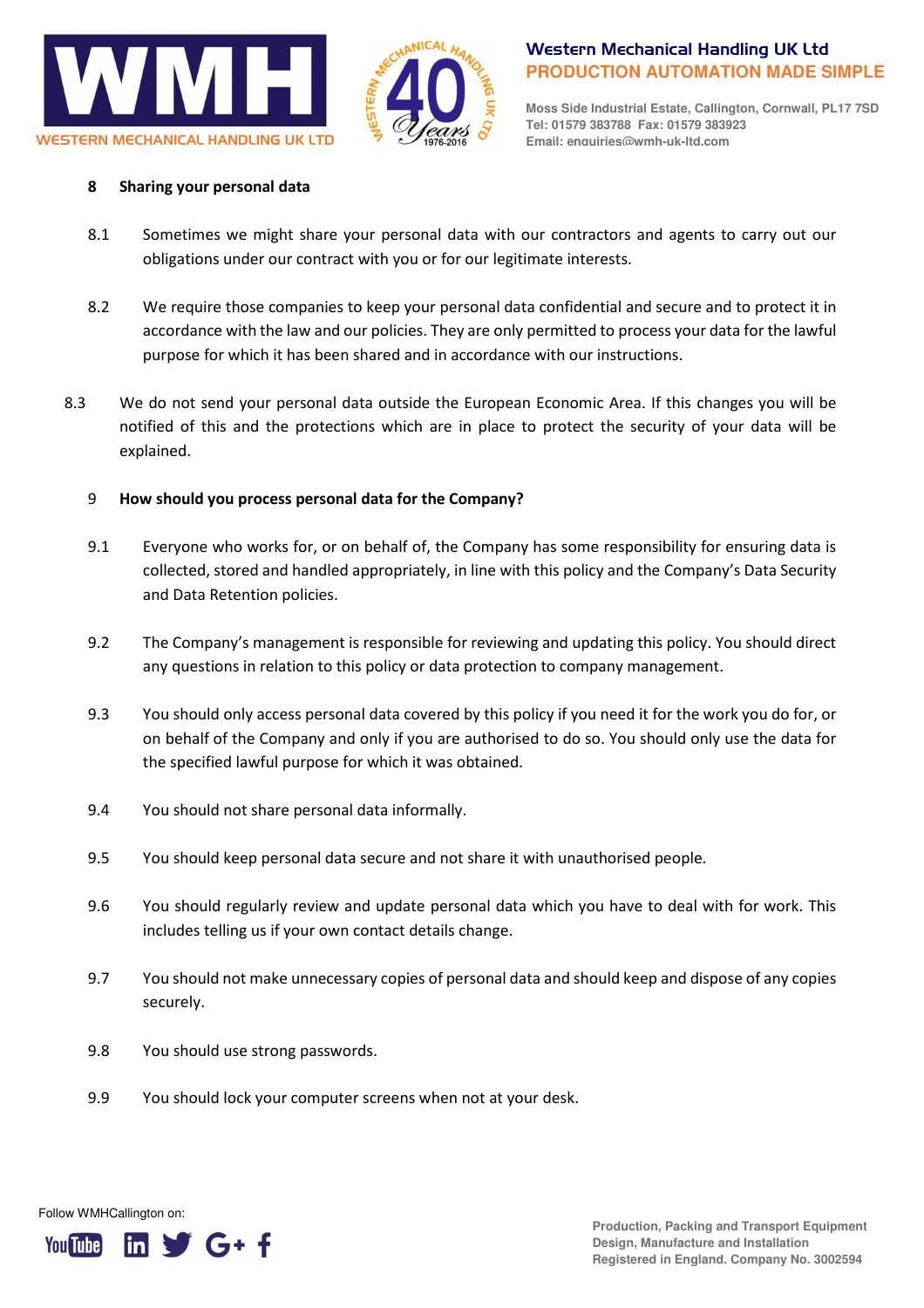## 8 Sharing your personal data

8.1 Sometimes we might share your personal data with our contractors and agents to carry out our obligations under our contract with you or for our legitimate interests.

8.2 We require those companies to keep your personal data confidential and secure and to protect it in accordance with the law and our policies. They are only permitted to process your data for the lawful purpose for which it has been shared and in accordance with our instructions.

8.3 We do not send your personal data outside the European Economic Area. If this changes you will be notified of this and the protections which are in place to protect the security of your data will be explained.

## 9 How should you process personal data for the Company?

9.1 Everyone who works for, or on behalf of, the Company has some responsibility for ensuring data is collected, stored and handled appropriately, in line with this policy and the Company's Data Security and Data Retention policies.

9.2 The Company's management is responsible for reviewing and updating this policy. You should direct any questions in relation to this policy or data protection to company management.

9.3 You should only access personal data covered by this policy if you need it for the work you do for, or on behalf of the Company and only if you are authorised to do so. You should only use the data for the specified lawful purpose for which it was obtained.

9.4 You should not share personal data informally.

9.5 You should keep personal data secure and not share it with unauthorised people.

9.6 You should regularly review and update personal data which you have to deal with for work. This includes telling us if your own contact details change.

9.7 You should not make unnecessary copies of personal data and should keep and dispose of any copies securely.

9.8 You should use strong passwords.

9.9 You should lock your computer screens when not at your desk.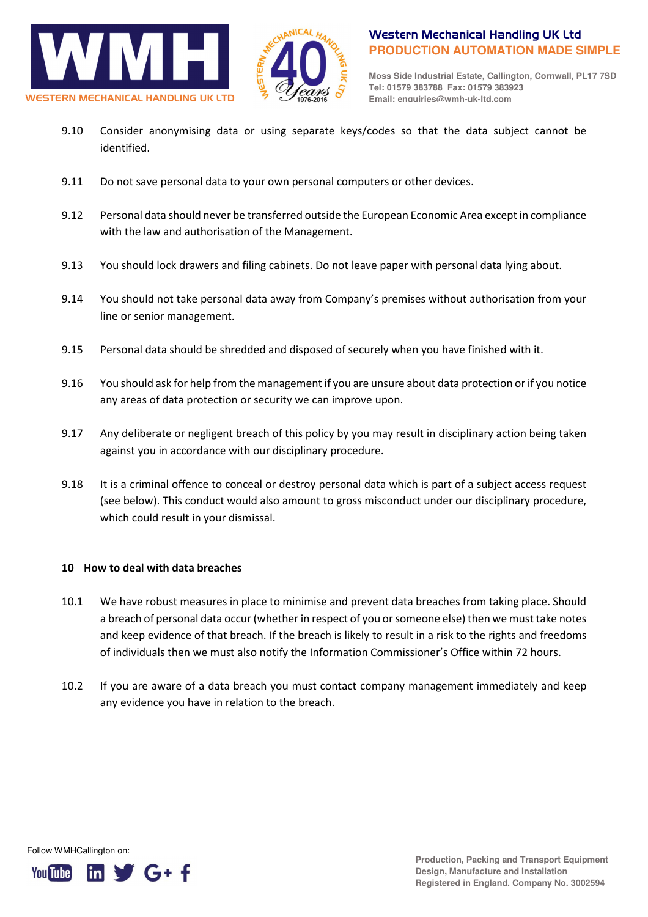9.10 Consider anonymising data or using separate keys/codes so that the data subject cannot be identified.

9.11 Do not save personal data to your own personal computers or other devices.

9.12 Personal data should never be transferred outside the European Economic Area except in compliance with the law and authorisation of the Management.

9.13 You should lock drawers and filing cabinets. Do not leave paper with personal data lying about.

9.14 You should not take personal data away from Company's premises without authorisation from your line or senior management.

9.15 Personal data should be shredded and disposed of securely when you have finished with it.

9.16 You should ask for help from the management if you are unsure about data protection or if you notice any areas of data protection or security we can improve upon.

9.17 Any deliberate or negligent breach of this policy by you may result in disciplinary action being taken against you in accordance with our disciplinary procedure.

9.18 It is a criminal offence to conceal or destroy personal data which is part of a subject access request (see below). This conduct would also amount to gross misconduct under our disciplinary procedure, which could result in your dismissal.

## 10 How to deal with data breaches

10.1 We have robust measures in place to minimise and prevent data breaches from taking place. Should a breach of personal data occur (whether in respect of you or someone else) then we must take notes and keep evidence of that breach. If the breach is likely to result in a risk to the rights and freedoms of individuals then we must also notify the Information Commissioner's Office within 72 hours.

10.2 If you are aware of a data breach you must contact company management immediately and keep any evidence you have in relation to the breach.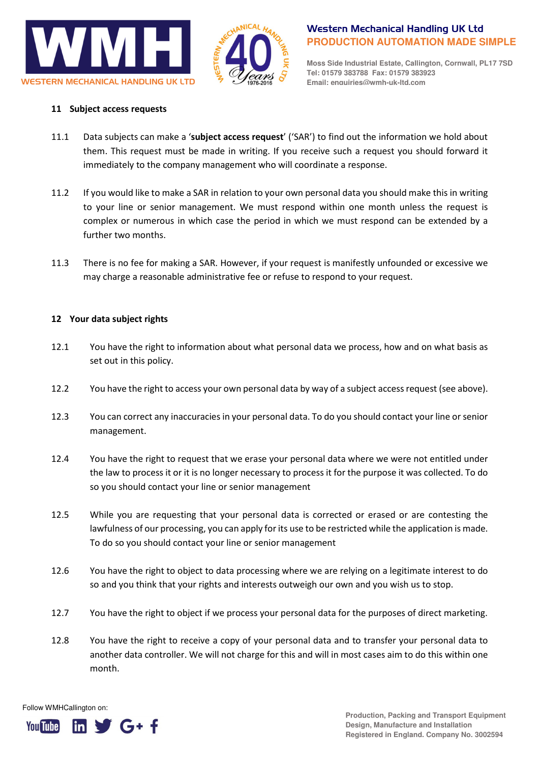## 11 Subject access requests

11.1 Data subjects can make a '**subject access request**' ('SAR') to find out the information we hold about them. This request must be made in writing. If you receive such a request you should forward it immediately to the company management who will coordinate a response.

11.2 If you would like to make a SAR in relation to your own personal data you should make this in writing to your line or senior management. We must respond within one month unless the request is complex or numerous in which case the period in which we must respond can be extended by a further two months.

11.3 There is no fee for making a SAR. However, if your request is manifestly unfounded or excessive we may charge a reasonable administrative fee or refuse to respond to your request.

## 12 Your data subject rights

12.1 You have the right to information about what personal data we process, how and on what basis as set out in this policy.

12.2 You have the right to access your own personal data by way of a subject access request (see above).

12.3 You can correct any inaccuracies in your personal data. To do you should contact your line or senior management.

12.4 You have the right to request that we erase your personal data where we were not entitled under the law to process it or it is no longer necessary to process it for the purpose it was collected. To do so you should contact your line or senior management

12.5 While you are requesting that your personal data is corrected or erased or are contesting the lawfulness of our processing, you can apply for its use to be restricted while the application is made. To do so you should contact your line or senior management

12.6 You have the right to object to data processing where we are relying on a legitimate interest to do so and you think that your rights and interests outweigh our own and you wish us to stop.

12.7 You have the right to object if we process your personal data for the purposes of direct marketing.

12.8 You have the right to receive a copy of your personal data and to transfer your personal data to another data controller. We will not charge for this and will in most cases aim to do this within one month.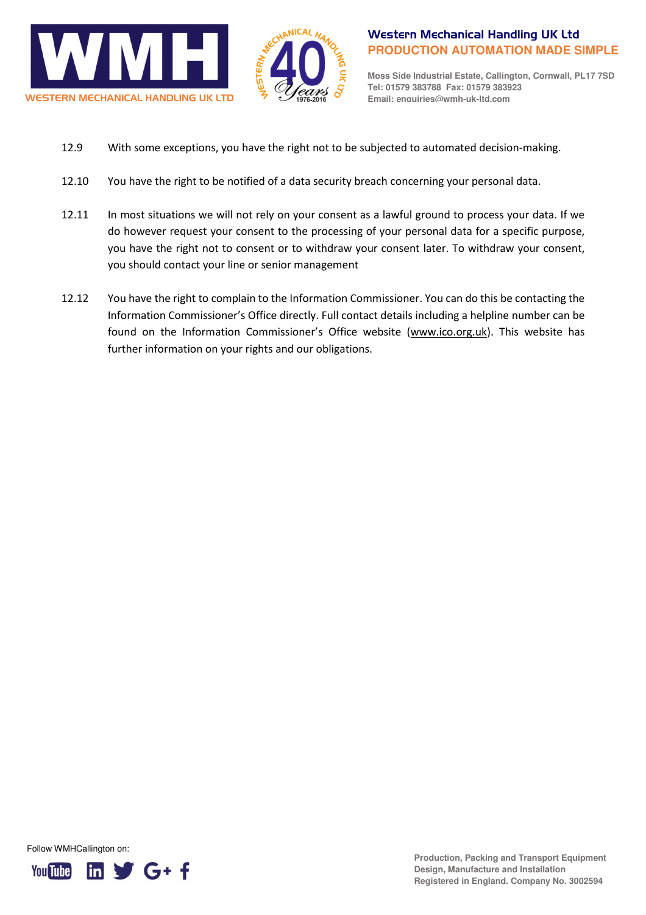12.9 With some exceptions, you have the right not to be subjected to automated decision-making.

12.10 You have the right to be notified of a data security breach concerning your personal data.

12.11 In most situations we will not rely on your consent as a lawful ground to process your data. If we do however request your consent to the processing of your personal data for a specific purpose, you have the right not to consent or to withdraw your consent later. To withdraw your consent, you should contact your line or senior management

12.12 You have the right to complain to the Information Commissioner. You can do this be contacting the Information Commissioner's Office directly. Full contact details including a helpline number can be found on the Information Commissioner's Office website (www.ico.org.uk). This website has further information on your rights and our obligations.